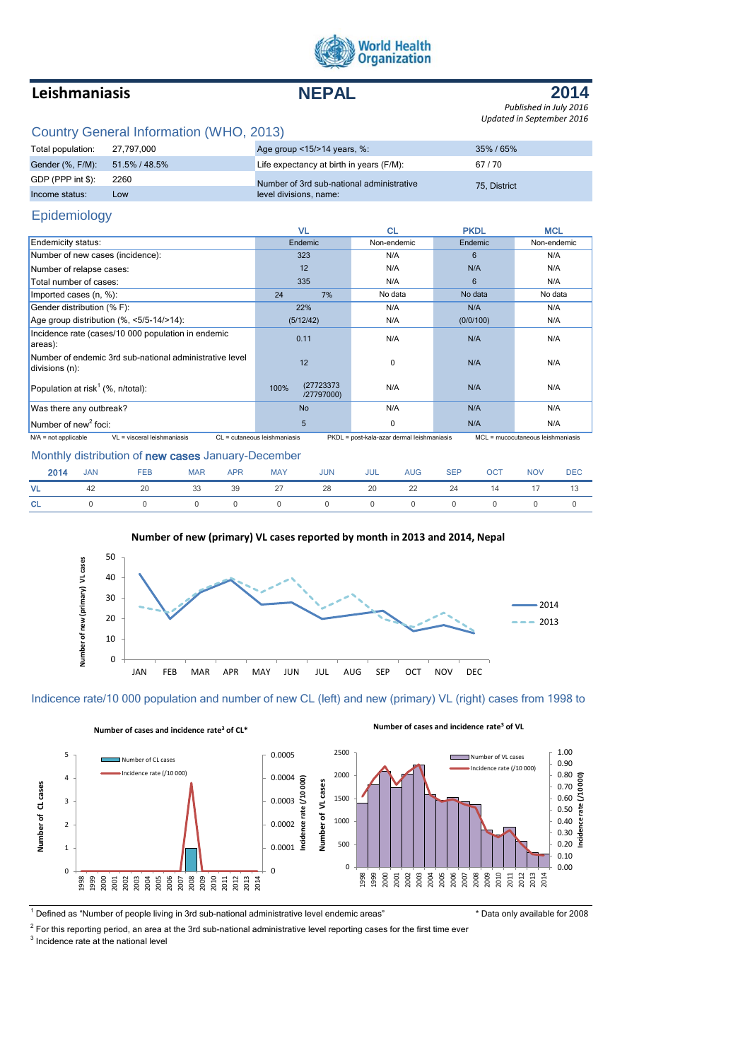World Health Organization

# Leishmaniasis — NEPAL — 2014

*Published in July 2016*
*Updated in September 2016*

## Country General Information (WHO, 2013)

| | | | |
|---|---|---|---|
| Total population: | 27,797,000 | Age group <15/>14 years, %: | 35% / 65% |
| Gender (%, F/M): | 51.5% / 48.5% | Life expectancy at birth in years (F/M): | 67 / 70 |
| GDP (PPP int $): | 2260 | Number of 3rd sub-national administrative level divisions, name: | 75, District |
| Income status: | Low | | |

## Epidemiology

| | VL | CL | PKDL | MCL |
|---|---|---|---|---|
| Endemicity status: | Endemic | Non-endemic | Endemic | Non-endemic |
| Number of new cases (incidence): | 323 | N/A | 6 | N/A |
| Number of relapse cases: | 12 | N/A | N/A | N/A |
| Total number of cases: | 335 | N/A | 6 | N/A |
| Imported cases (n, %): | 24 7% | No data | No data | No data |
| Gender distribution (% F): | 22% | N/A | N/A | N/A |
| Age group distribution (%, <5/5-14/>14): | (5/12/42) | N/A | (0/0/100) | N/A |
| Incidence rate (cases/10 000 population in endemic areas): | 0.11 | N/A | N/A | N/A |
| Number of endemic 3rd sub-national administrative level divisions (n): | 12 | 0 | N/A | N/A |
| Population at risk[1] (%, n/total): | 100% (27723373 /27797000) | N/A | N/A | N/A |
| Was there any outbreak? | No | N/A | N/A | N/A |
| Number of new[2] foci: | 5 | 0 | N/A | N/A |

N/A = not applicable; VL = visceral leishmaniasis; CL = cutaneous leishmaniasis; PKDL = post-kala-azar dermal leishmaniasis; MCL = mucocutaneous leishmaniasis

## Monthly distribution of **new cases** January-December

| 2014 | JAN | FEB | MAR | APR | MAY | JUN | JUL | AUG | SEP | OCT | NOV | DEC |
|---|---|---|---|---|---|---|---|---|---|---|---|---|
| VL | 42 | 20 | 33 | 39 | 27 | 28 | 20 | 22 | 24 | 14 | 17 | 13 |
| CL | 0 | 0 | 0 | 0 | 0 | 0 | 0 | 0 | 0 | 0 | 0 | 0 |

**Number of new (primary) VL cases reported by month in 2013 and 2014, Nepal**

## Indicence rate/10 000 population and number of new CL (left) and new (primary) VL (right) cases from 1998 to

**Number of cases and incidence rate[3] of CL***

**Number of cases and incidence rate[3] of VL**

---

[1] Defined as "Number of people living in 3rd sub-national administrative level endemic areas"

\* Data only available for 2008

[2] For this reporting period, an area at the 3rd sub-national administrative level reporting cases for the first time ever

[3] Incidence rate at the national level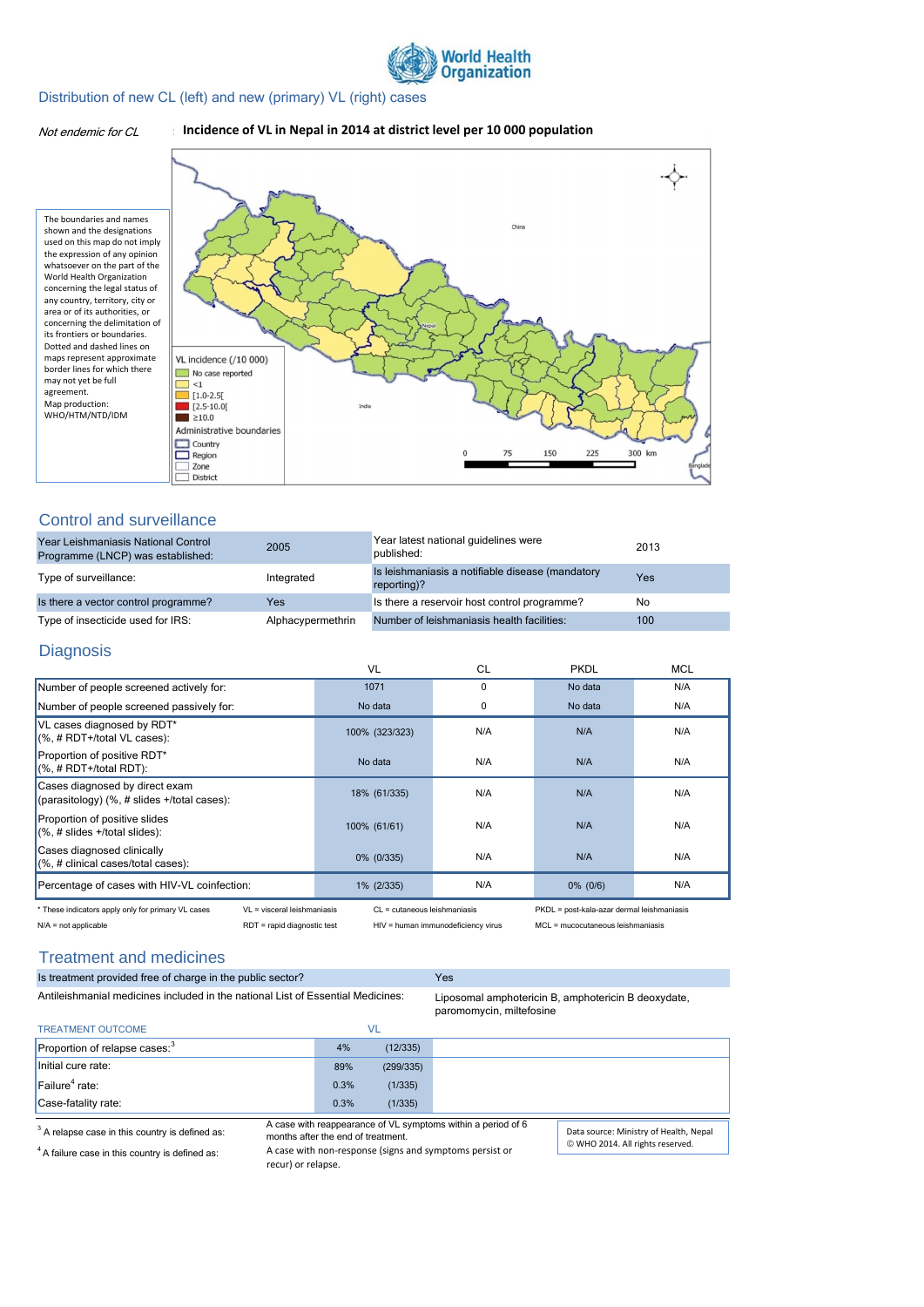World Health Organization

## Distribution of new CL (left) and new (primary) VL (right) cases

*Not endemic for CL*

**Incidence of VL in Nepal in 2014 at district level per 10 000 population**

The boundaries and names shown and the designations used on this map do not imply the expression of any opinion whatsoever on the part of the World Health Organization concerning the legal status of any country, territory, city or area or of its authorities, or concerning the delimitation of its frontiers or boundaries. Dotted and dashed lines on maps represent approximate border lines for which there may not yet be full agreement.
Map production: WHO/HTM/NTD/IDM

VL incidence (/10 000)
No case reported
<1
[1.0-2.5[
[2.5-10.0[
≥10.0
Administrative boundaries
Country
Region
Zone
District

China
Nepal
India
Bangladesh
0 75 150 225 300 km

## Control and surveillance

| | | | |
|---|---|---|---|
| Year Leishmaniasis National Control Programme (LNCP) was established: | 2005 | Year latest national guidelines were published: | 2013 |
| Type of surveillance: | Integrated | Is leishmaniasis a notifiable disease (mandatory reporting)? | Yes |
| Is there a vector control programme? | Yes | Is there a reservoir host control programme? | No |
| Type of insecticide used for IRS: | Alphacypermethrin | Number of leishmaniasis health facilities: | 100 |

## Diagnosis

| | VL | CL | PKDL | MCL |
|---|---|---|---|---|
| Number of people screened actively for: | 1071 | 0 | No data | N/A |
| Number of people screened passively for: | No data | 0 | No data | N/A |
| VL cases diagnosed by RDT* (%, # RDT+/total VL cases): | 100% (323/323) | N/A | N/A | N/A |
| Proportion of positive RDT* (%, # RDT+/total RDT): | No data | N/A | N/A | N/A |
| Cases diagnosed by direct exam (parasitology) (%, # slides +/total cases): | 18% (61/335) | N/A | N/A | N/A |
| Proportion of positive slides (%, # slides +/total slides): | 100% (61/61) | N/A | N/A | N/A |
| Cases diagnosed clinically (%, # clinical cases/total cases): | 0% (0/335) | N/A | N/A | N/A |
| Percentage of cases with HIV-VL coinfection: | 1% (2/335) | N/A | 0% (0/6) | N/A |

\* These indicators apply only for primary VL cases — VL = visceral leishmaniasis — CL = cutaneous leishmaniasis — PKDL = post-kala-azar dermal leishmaniasis
N/A = not applicable — RDT = rapid diagnostic test — HIV = human immunodeficiency virus — MCL = mucocutaneous leishmaniasis

## Treatment and medicines

| | |
|---|---|
| Is treatment provided free of charge in the public sector? | Yes |
| Antileishmanial medicines included in the national List of Essential Medicines: | Liposomal amphotericin B, amphotericin B deoxydate, paromomycin, miltefosine |

| TREATMENT OUTCOME | VL | |
|---|---|---|
| Proportion of relapse cases:[3] | 4% | (12/335) |
| Initial cure rate: | 89% | (299/335) |
| Failure[4] rate: | 0.3% | (1/335) |
| Case-fatality rate: | 0.3% | (1/335) |

[3] A relapse case in this country is defined as: A case with reappearance of VL symptoms within a period of 6 months after the end of treatment.

[4] A failure case in this country is defined as: A case with non-response (signs and symptoms persist or recur) or relapse.

Data source: Ministry of Health, Nepal
© WHO 2014. All rights reserved.